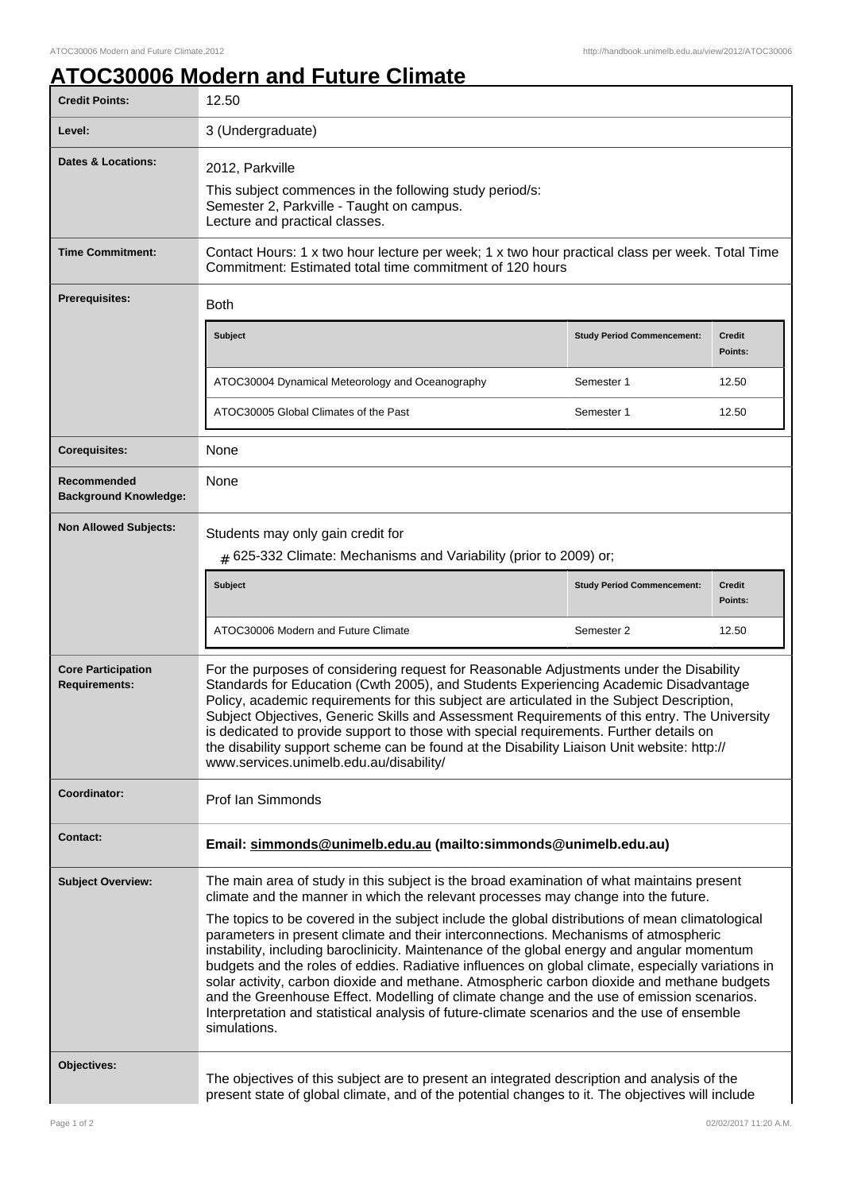# ATOC30006 Modern and Future Climate

| | |
|---|---|
| **Credit Points:** | 12.50 |
| **Level:** | 3 (Undergraduate) |
| **Dates & Locations:** | 2012, Parkville<br>This subject commences in the following study period/s:<br>Semester 2, Parkville - Taught on campus.<br>Lecture and practical classes. |
| **Time Commitment:** | Contact Hours: 1 x two hour lecture per week; 1 x two hour practical class per week. Total Time Commitment: Estimated total time commitment of 120 hours |
| **Prerequisites:** | Both |

| Subject | Study Period Commencement: | Credit Points: |
|---|---|---|
| ATOC30004 Dynamical Meteorology and Oceanography | Semester 1 | 12.50 |
| ATOC30005 Global Climates of the Past | Semester 1 | 12.50 |

| | |
|---|---|
| **Corequisites:** | None |
| **Recommended Background Knowledge:** | None |
| **Non Allowed Subjects:** | Students may only gain credit for<br># 625-332 Climate: Mechanisms and Variability (prior to 2009) or; |

| Subject | Study Period Commencement: | Credit Points: |
|---|---|---|
| ATOC30006 Modern and Future Climate | Semester 2 | 12.50 |

| | |
|---|---|
| **Core Participation Requirements:** | For the purposes of considering request for Reasonable Adjustments under the Disability Standards for Education (Cwth 2005), and Students Experiencing Academic Disadvantage Policy, academic requirements for this subject are articulated in the Subject Description, Subject Objectives, Generic Skills and Assessment Requirements of this entry. The University is dedicated to provide support to those with special requirements. Further details on the disability support scheme can be found at the Disability Liaison Unit website: http://www.services.unimelb.edu.au/disability/ |
| **Coordinator:** | Prof Ian Simmonds |
| **Contact:** | **Email: simmonds@unimelb.edu.au (mailto:simmonds@unimelb.edu.au)** |
| **Subject Overview:** | The main area of study in this subject is the broad examination of what maintains present climate and the manner in which the relevant processes may change into the future.<br>The topics to be covered in the subject include the global distributions of mean climatological parameters in present climate and their interconnections. Mechanisms of atmospheric instability, including baroclinicity. Maintenance of the global energy and angular momentum budgets and the roles of eddies. Radiative influences on global climate, especially variations in solar activity, carbon dioxide and methane. Atmospheric carbon dioxide and methane budgets and the Greenhouse Effect. Modelling of climate change and the use of emission scenarios. Interpretation and statistical analysis of future-climate scenarios and the use of ensemble simulations. |
| **Objectives:** | The objectives of this subject are to present an integrated description and analysis of the present state of global climate, and of the potential changes to it. The objectives will include |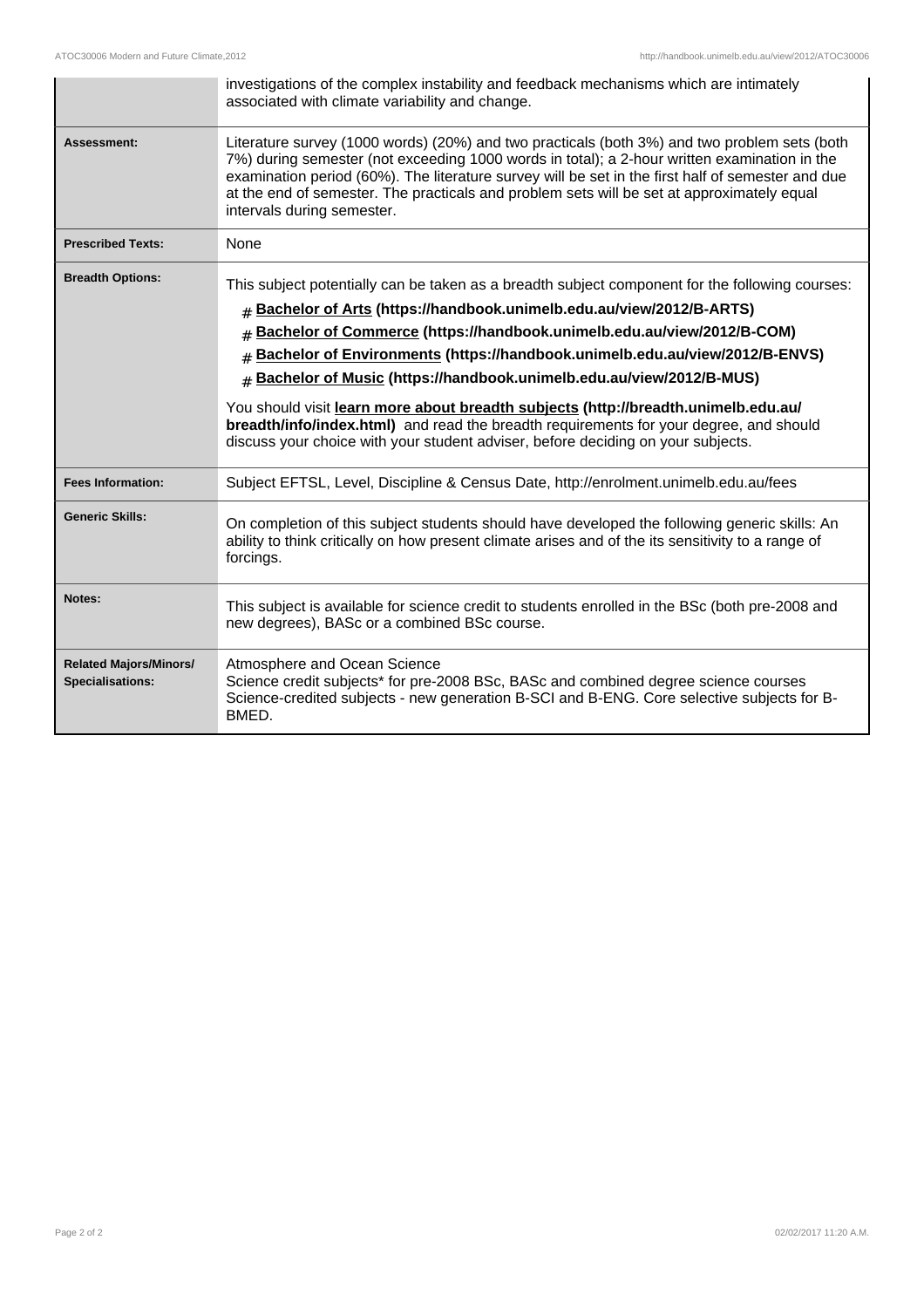| | |
|---|---|
| | investigations of the complex instability and feedback mechanisms which are intimately associated with climate variability and change. |
| **Assessment:** | Literature survey (1000 words) (20%) and two practicals (both 3%) and two problem sets (both 7%) during semester (not exceeding 1000 words in total); a 2-hour written examination in the examination period (60%). The literature survey will be set in the first half of semester and due at the end of semester. The practicals and problem sets will be set at approximately equal intervals during semester. |
| **Prescribed Texts:** | None |
| **Breadth Options:** | This subject potentially can be taken as a breadth subject component for the following courses: <br># **Bachelor of Arts (https://handbook.unimelb.edu.au/view/2012/B-ARTS)** <br># **Bachelor of Commerce (https://handbook.unimelb.edu.au/view/2012/B-COM)** <br># **Bachelor of Environments (https://handbook.unimelb.edu.au/view/2012/B-ENVS)** <br># **Bachelor of Music (https://handbook.unimelb.edu.au/view/2012/B-MUS)** <br>You should visit **learn more about breadth subjects (http://breadth.unimelb.edu.au/breadth/info/index.html)** and read the breadth requirements for your degree, and should discuss your choice with your student adviser, before deciding on your subjects. |
| **Fees Information:** | Subject EFTSL, Level, Discipline & Census Date, http://enrolment.unimelb.edu.au/fees |
| **Generic Skills:** | On completion of this subject students should have developed the following generic skills: An ability to think critically on how present climate arises and of the its sensitivity to a range of forcings. |
| **Notes:** | This subject is available for science credit to students enrolled in the BSc (both pre-2008 and new degrees), BASc or a combined BSc course. |
| **Related Majors/Minors/ Specialisations:** | Atmosphere and Ocean Science <br>Science credit subjects* for pre-2008 BSc, BASc and combined degree science courses <br>Science-credited subjects - new generation B-SCI and B-ENG. Core selective subjects for B-BMED. |